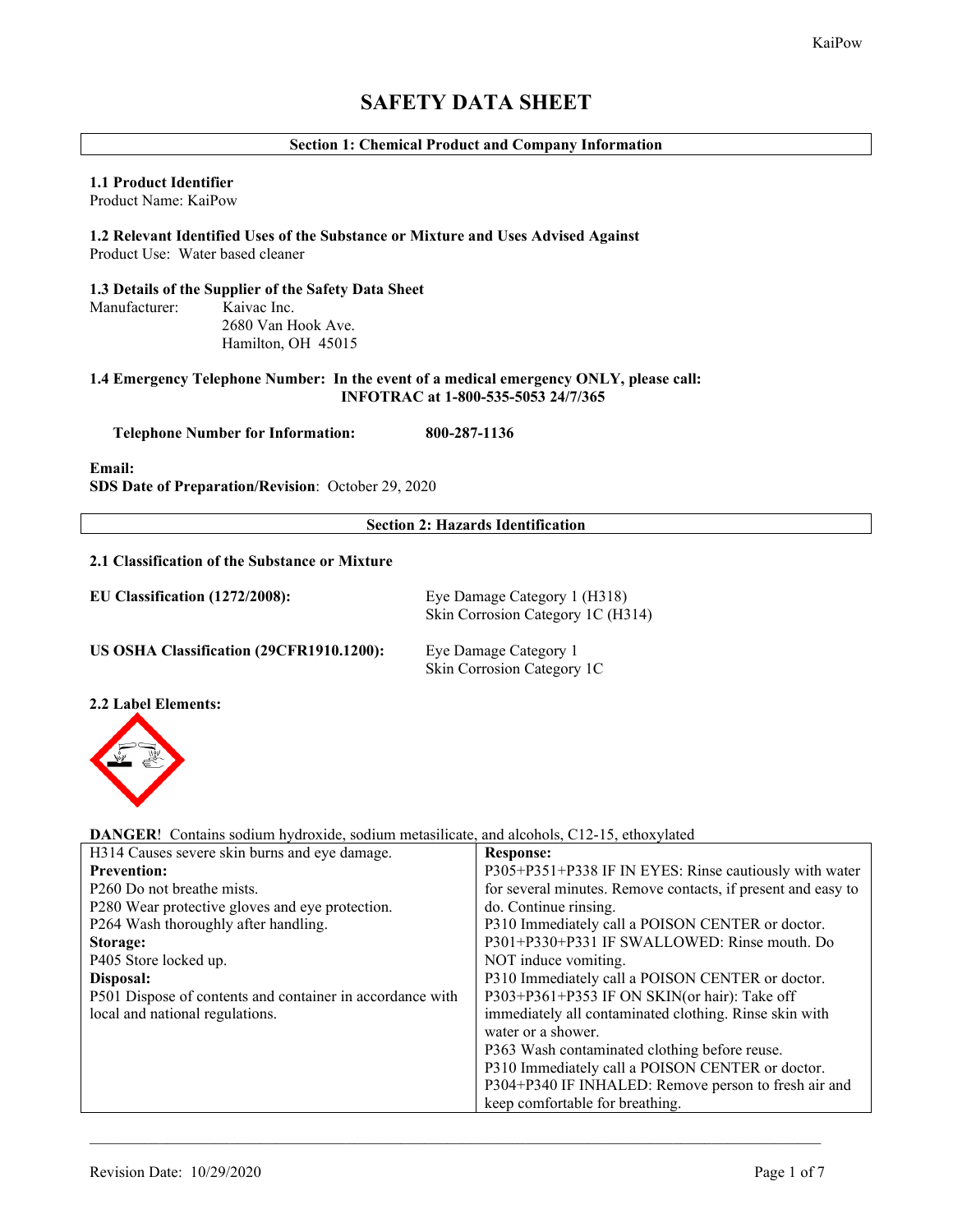# SAFETY DATA SHEET

## Section 1: Chemical Product and Company Information

### 1.1 Product Identifier

Product Name: KaiPow

### 1.2 Relevant Identified Uses of the Substance or Mixture and Uses Advised Against

Product Use: Water based cleaner

### 1.3 Details of the Supplier of the Safety Data Sheet

Manufacturer: Kaivac Inc.
2680 Van Hook Ave.
Hamilton, OH 45015

### 1.4 Emergency Telephone Number: In the event of a medical emergency ONLY, please call: INFOTRAC at 1-800-535-5053 24/7/365

**Telephone Number for Information:** **800-287-1136**

**Email:**

**SDS Date of Preparation/Revision**: October 29, 2020

## Section 2: Hazards Identification

### 2.1 Classification of the Substance or Mixture

**EU Classification (1272/2008):** Eye Damage Category 1 (H318)
Skin Corrosion Category 1C (H314)

**US OSHA Classification (29CFR1910.1200):** Eye Damage Category 1
Skin Corrosion Category 1C

### 2.2 Label Elements:

**DANGER**! Contains sodium hydroxide, sodium metasilicate, and alcohols, C12-15, ethoxylated

| H314 Causes severe skin burns and eye damage. | **Response:** |
|---|---|
| **Prevention:**<br>P260 Do not breathe mists.<br>P280 Wear protective gloves and eye protection.<br>P264 Wash thoroughly after handling.<br>**Storage:**<br>P405 Store locked up.<br>**Disposal:**<br>P501 Dispose of contents and container in accordance with local and national regulations. | P305+P351+P338 IF IN EYES: Rinse cautiously with water for several minutes. Remove contacts, if present and easy to do. Continue rinsing.<br>P310 Immediately call a POISON CENTER or doctor.<br>P301+P330+P331 IF SWALLOWED: Rinse mouth. Do NOT induce vomiting.<br>P310 Immediately call a POISON CENTER or doctor.<br>P303+P361+P353 IF ON SKIN(or hair): Take off immediately all contaminated clothing. Rinse skin with water or a shower.<br>P363 Wash contaminated clothing before reuse.<br>P310 Immediately call a POISON CENTER or doctor.<br>P304+P340 IF INHALED: Remove person to fresh air and keep comfortable for breathing. |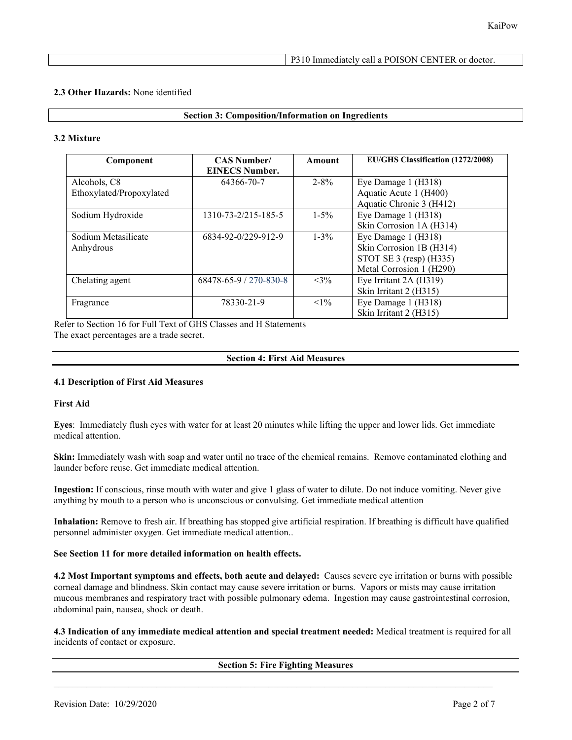| | P310 Immediately call a POISON CENTER or doctor. |
|---|---|

**2.3 Other Hazards:** None identified

## Section 3: Composition/Information on Ingredients

**3.2 Mixture**

| Component | CAS Number/ EINECS Number. | Amount | EU/GHS Classification (1272/2008) |
|---|---|---|---|
| Alcohols, C8 Ethoxylated/Propoxylated | 64366-70-7 | 2-8% | Eye Damage 1 (H318)<br>Aquatic Acute 1 (H400)<br>Aquatic Chronic 3 (H412) |
| Sodium Hydroxide | 1310-73-2/215-185-5 | 1-5% | Eye Damage 1 (H318)<br>Skin Corrosion 1A (H314) |
| Sodium Metasilicate Anhydrous | 6834-92-0/229-912-9 | 1-3% | Eye Damage 1 (H318)<br>Skin Corrosion 1B (H314)<br>STOT SE 3 (resp) (H335)<br>Metal Corrosion 1 (H290) |
| Chelating agent | 68478-65-9 / 270-830-8 | <3% | Eye Irritant 2A (H319)<br>Skin Irritant 2 (H315) |
| Fragrance | 78330-21-9 | <1% | Eye Damage 1 (H318)<br>Skin Irritant 2 (H315) |

Refer to Section 16 for Full Text of GHS Classes and H Statements
The exact percentages are a trade secret.

## Section 4: First Aid Measures

**4.1 Description of First Aid Measures**

**First Aid**

**Eyes**: Immediately flush eyes with water for at least 20 minutes while lifting the upper and lower lids. Get immediate medical attention.

**Skin:** Immediately wash with soap and water until no trace of the chemical remains. Remove contaminated clothing and launder before reuse. Get immediate medical attention.

**Ingestion:** If conscious, rinse mouth with water and give 1 glass of water to dilute. Do not induce vomiting. Never give anything by mouth to a person who is unconscious or convulsing. Get immediate medical attention

**Inhalation:** Remove to fresh air. If breathing has stopped give artificial respiration. If breathing is difficult have qualified personnel administer oxygen. Get immediate medical attention..

**See Section 11 for more detailed information on health effects.**

**4.2 Most Important symptoms and effects, both acute and delayed:** Causes severe eye irritation or burns with possible corneal damage and blindness. Skin contact may cause severe irritation or burns. Vapors or mists may cause irritation mucous membranes and respiratory tract with possible pulmonary edema. Ingestion may cause gastrointestinal corrosion, abdominal pain, nausea, shock or death.

**4.3 Indication of any immediate medical attention and special treatment needed:** Medical treatment is required for all incidents of contact or exposure.

## Section 5: Fire Fighting Measures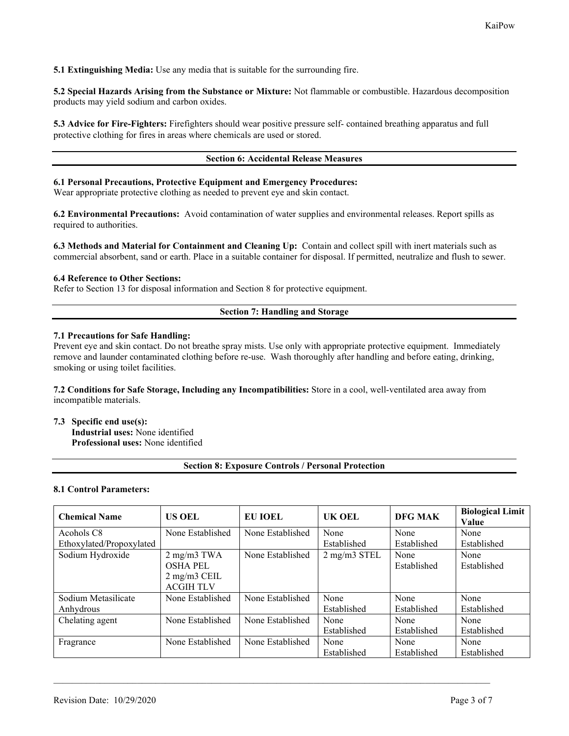**5.1 Extinguishing Media:** Use any media that is suitable for the surrounding fire.

**5.2 Special Hazards Arising from the Substance or Mixture:** Not flammable or combustible. Hazardous decomposition products may yield sodium and carbon oxides.

**5.3 Advice for Fire-Fighters:** Firefighters should wear positive pressure self- contained breathing apparatus and full protective clothing for fires in areas where chemicals are used or stored.

## Section 6: Accidental Release Measures

**6.1 Personal Precautions, Protective Equipment and Emergency Procedures:**
Wear appropriate protective clothing as needed to prevent eye and skin contact.

**6.2 Environmental Precautions:** Avoid contamination of water supplies and environmental releases. Report spills as required to authorities.

**6.3 Methods and Material for Containment and Cleaning Up:** Contain and collect spill with inert materials such as commercial absorbent, sand or earth. Place in a suitable container for disposal. If permitted, neutralize and flush to sewer.

**6.4 Reference to Other Sections:**
Refer to Section 13 for disposal information and Section 8 for protective equipment.

## Section 7: Handling and Storage

**7.1 Precautions for Safe Handling:**
Prevent eye and skin contact. Do not breathe spray mists. Use only with appropriate protective equipment. Immediately remove and launder contaminated clothing before re-use. Wash thoroughly after handling and before eating, drinking, smoking or using toilet facilities.

**7.2 Conditions for Safe Storage, Including any Incompatibilities:** Store in a cool, well-ventilated area away from incompatible materials.

**7.3 Specific end use(s):**
**Industrial uses:** None identified
**Professional uses:** None identified

## Section 8: Exposure Controls / Personal Protection

**8.1 Control Parameters:**

| Chemical Name | US OEL | EU IOEL | UK OEL | DFG MAK | Biological Limit Value |
|---|---|---|---|---|---|
| Acohols C8 Ethoxylated/Propoxylated | None Established | None Established | None Established | None Established | None Established |
| Sodium Hydroxide | 2 mg/m3 TWA OSHA PEL 2 mg/m3 CEIL ACGIH TLV | None Established | 2 mg/m3 STEL | None Established | None Established |
| Sodium Metasilicate Anhydrous | None Established | None Established | None Established | None Established | None Established |
| Chelating agent | None Established | None Established | None Established | None Established | None Established |
| Fragrance | None Established | None Established | None Established | None Established | None Established |

Revision Date: 10/29/2020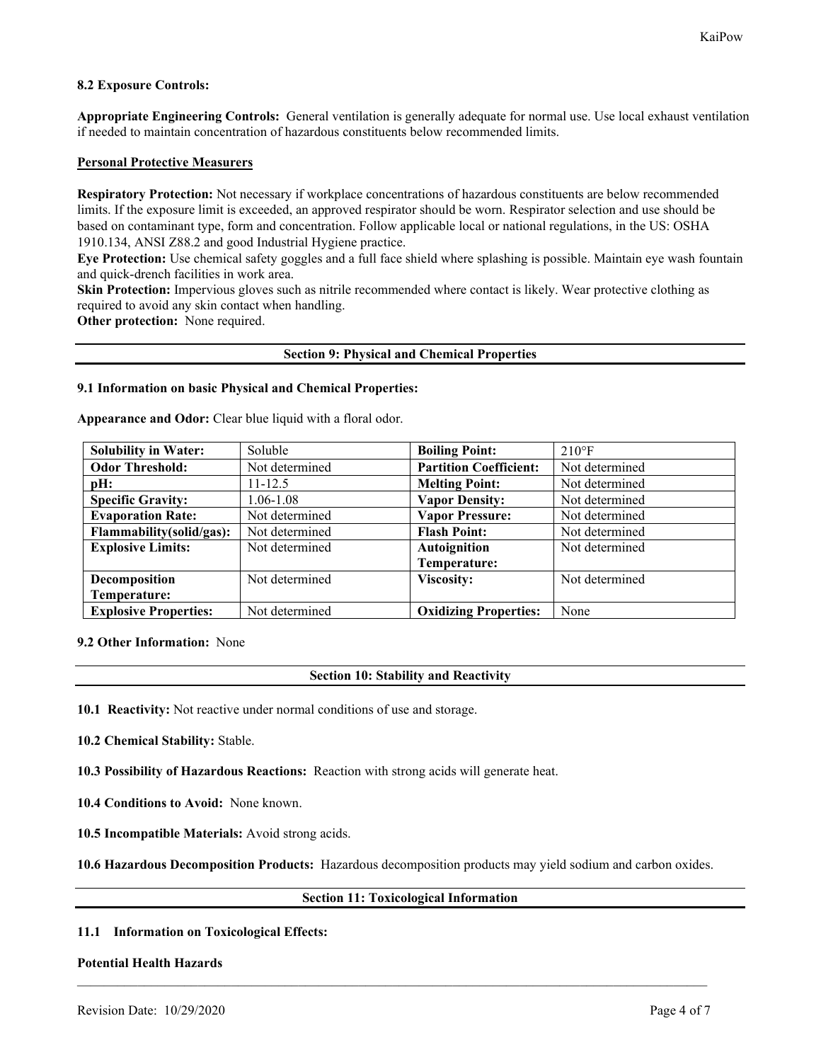**8.2 Exposure Controls:**

**Appropriate Engineering Controls:** General ventilation is generally adequate for normal use. Use local exhaust ventilation if needed to maintain concentration of hazardous constituents below recommended limits.

**Personal Protective Measurers**

**Respiratory Protection:** Not necessary if workplace concentrations of hazardous constituents are below recommended limits. If the exposure limit is exceeded, an approved respirator should be worn. Respirator selection and use should be based on contaminant type, form and concentration. Follow applicable local or national regulations, in the US: OSHA 1910.134, ANSI Z88.2 and good Industrial Hygiene practice.
**Eye Protection:** Use chemical safety goggles and a full face shield where splashing is possible. Maintain eye wash fountain and quick-drench facilities in work area.
**Skin Protection:** Impervious gloves such as nitrile recommended where contact is likely. Wear protective clothing as required to avoid any skin contact when handling.
**Other protection:** None required.

## Section 9: Physical and Chemical Properties

**9.1 Information on basic Physical and Chemical Properties:**

**Appearance and Odor:** Clear blue liquid with a floral odor.

| **Solubility in Water:** | Soluble | **Boiling Point:** | 210°F |
|---|---|---|---|
| **Odor Threshold:** | Not determined | **Partition Coefficient:** | Not determined |
| **pH:** | 11-12.5 | **Melting Point:** | Not determined |
| **Specific Gravity:** | 1.06-1.08 | **Vapor Density:** | Not determined |
| **Evaporation Rate:** | Not determined | **Vapor Pressure:** | Not determined |
| **Flammability(solid/gas):** | Not determined | **Flash Point:** | Not determined |
| **Explosive Limits:** | Not determined | **Autoignition Temperature:** | Not determined |
| **Decomposition Temperature:** | Not determined | **Viscosity:** | Not determined |
| **Explosive Properties:** | Not determined | **Oxidizing Properties:** | None |

**9.2 Other Information:** None

## Section 10: Stability and Reactivity

**10.1 Reactivity:** Not reactive under normal conditions of use and storage.

**10.2 Chemical Stability:** Stable.

**10.3 Possibility of Hazardous Reactions:** Reaction with strong acids will generate heat.

**10.4 Conditions to Avoid:** None known.

**10.5 Incompatible Materials:** Avoid strong acids.

**10.6 Hazardous Decomposition Products:** Hazardous decomposition products may yield sodium and carbon oxides.

## Section 11: Toxicological Information

**11.1 Information on Toxicological Effects:**

**Potential Health Hazards**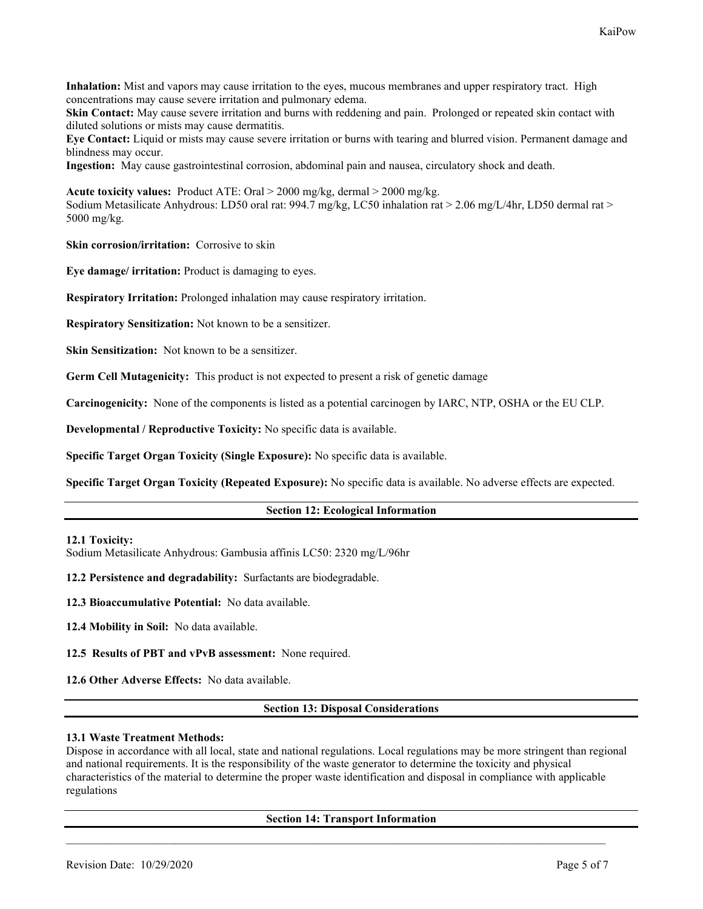**Inhalation:** Mist and vapors may cause irritation to the eyes, mucous membranes and upper respiratory tract. High concentrations may cause severe irritation and pulmonary edema.
**Skin Contact:** May cause severe irritation and burns with reddening and pain. Prolonged or repeated skin contact with diluted solutions or mists may cause dermatitis.
**Eye Contact:** Liquid or mists may cause severe irritation or burns with tearing and blurred vision. Permanent damage and blindness may occur.
**Ingestion:** May cause gastrointestinal corrosion, abdominal pain and nausea, circulatory shock and death.

**Acute toxicity values:** Product ATE: Oral > 2000 mg/kg, dermal > 2000 mg/kg.
Sodium Metasilicate Anhydrous: LD50 oral rat: 994.7 mg/kg, LC50 inhalation rat > 2.06 mg/L/4hr, LD50 dermal rat > 5000 mg/kg.

**Skin corrosion/irritation:** Corrosive to skin

**Eye damage/ irritation:** Product is damaging to eyes.

**Respiratory Irritation:** Prolonged inhalation may cause respiratory irritation.

**Respiratory Sensitization:** Not known to be a sensitizer.

**Skin Sensitization:** Not known to be a sensitizer.

**Germ Cell Mutagenicity:** This product is not expected to present a risk of genetic damage

**Carcinogenicity:** None of the components is listed as a potential carcinogen by IARC, NTP, OSHA or the EU CLP.

**Developmental / Reproductive Toxicity:** No specific data is available.

**Specific Target Organ Toxicity (Single Exposure):** No specific data is available.

**Specific Target Organ Toxicity (Repeated Exposure):** No specific data is available. No adverse effects are expected.

## Section 12: Ecological Information

**12.1 Toxicity:**
Sodium Metasilicate Anhydrous: Gambusia affinis LC50: 2320 mg/L/96hr

**12.2 Persistence and degradability:** Surfactants are biodegradable.

**12.3 Bioaccumulative Potential:** No data available.

**12.4 Mobility in Soil:** No data available.

**12.5 Results of PBT and vPvB assessment:** None required.

**12.6 Other Adverse Effects:** No data available.

## Section 13: Disposal Considerations

**13.1 Waste Treatment Methods:**
Dispose in accordance with all local, state and national regulations. Local regulations may be more stringent than regional and national requirements. It is the responsibility of the waste generator to determine the toxicity and physical characteristics of the material to determine the proper waste identification and disposal in compliance with applicable regulations

## Section 14: Transport Information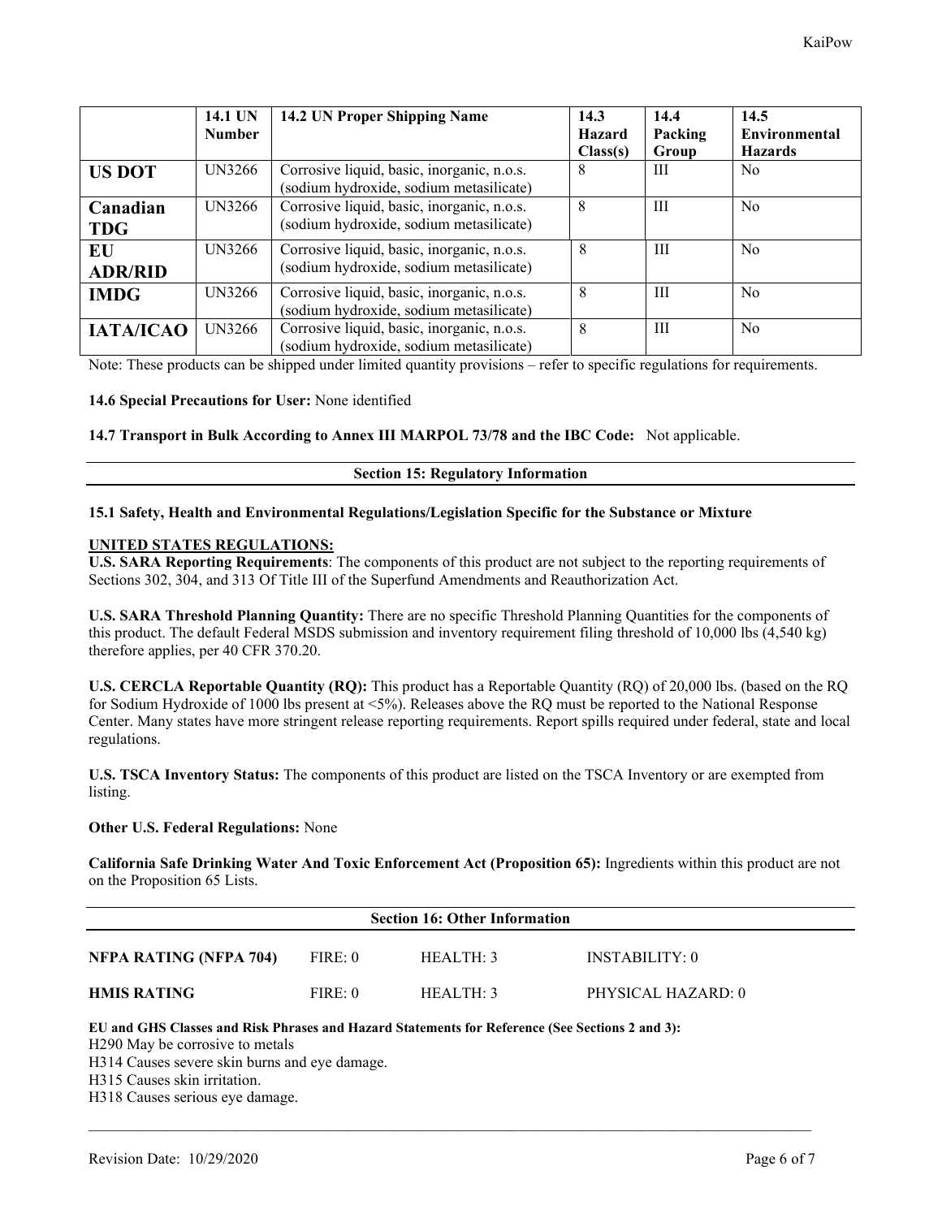| | 14.1 UN Number | 14.2 UN Proper Shipping Name | 14.3 Hazard Class(s) | 14.4 Packing Group | 14.5 Environmental Hazards |
|---|---|---|---|---|---|
| **US DOT** | UN3266 | Corrosive liquid, basic, inorganic, n.o.s. (sodium hydroxide, sodium metasilicate) | 8 | III | No |
| **Canadian TDG** | UN3266 | Corrosive liquid, basic, inorganic, n.o.s. (sodium hydroxide, sodium metasilicate) | 8 | III | No |
| **EU ADR/RID** | UN3266 | Corrosive liquid, basic, inorganic, n.o.s. (sodium hydroxide, sodium metasilicate) | 8 | III | No |
| **IMDG** | UN3266 | Corrosive liquid, basic, inorganic, n.o.s. (sodium hydroxide, sodium metasilicate) | 8 | III | No |
| **IATA/ICAO** | UN3266 | Corrosive liquid, basic, inorganic, n.o.s. (sodium hydroxide, sodium metasilicate) | 8 | III | No |

Note: These products can be shipped under limited quantity provisions – refer to specific regulations for requirements.

**14.6 Special Precautions for User:** None identified

**14.7 Transport in Bulk According to Annex III MARPOL 73/78 and the IBC Code:** Not applicable.

## Section 15: Regulatory Information

**15.1 Safety, Health and Environmental Regulations/Legislation Specific for the Substance or Mixture**

**UNITED STATES REGULATIONS:**

**U.S. SARA Reporting Requirements**: The components of this product are not subject to the reporting requirements of Sections 302, 304, and 313 Of Title III of the Superfund Amendments and Reauthorization Act.

**U.S. SARA Threshold Planning Quantity:** There are no specific Threshold Planning Quantities for the components of this product. The default Federal MSDS submission and inventory requirement filing threshold of 10,000 lbs (4,540 kg) therefore applies, per 40 CFR 370.20.

**U.S. CERCLA Reportable Quantity (RQ):** This product has a Reportable Quantity (RQ) of 20,000 lbs. (based on the RQ for Sodium Hydroxide of 1000 lbs present at <5%). Releases above the RQ must be reported to the National Response Center. Many states have more stringent release reporting requirements. Report spills required under federal, state and local regulations.

**U.S. TSCA Inventory Status:** The components of this product are listed on the TSCA Inventory or are exempted from listing.

**Other U.S. Federal Regulations:** None

**California Safe Drinking Water And Toxic Enforcement Act (Proposition 65):** Ingredients within this product are not on the Proposition 65 Lists.

## Section 16: Other Information

| | | | |
|---|---|---|---|
| **NFPA RATING (NFPA 704)** | FIRE: 0 | HEALTH: 3 | INSTABILITY: 0 |
| **HMIS RATING** | FIRE: 0 | HEALTH: 3 | PHYSICAL HAZARD: 0 |

**EU and GHS Classes and Risk Phrases and Hazard Statements for Reference (See Sections 2 and 3):**

H290 May be corrosive to metals

H314 Causes severe skin burns and eye damage.

H315 Causes skin irritation.

H318 Causes serious eye damage.

Revision Date: 10/29/2020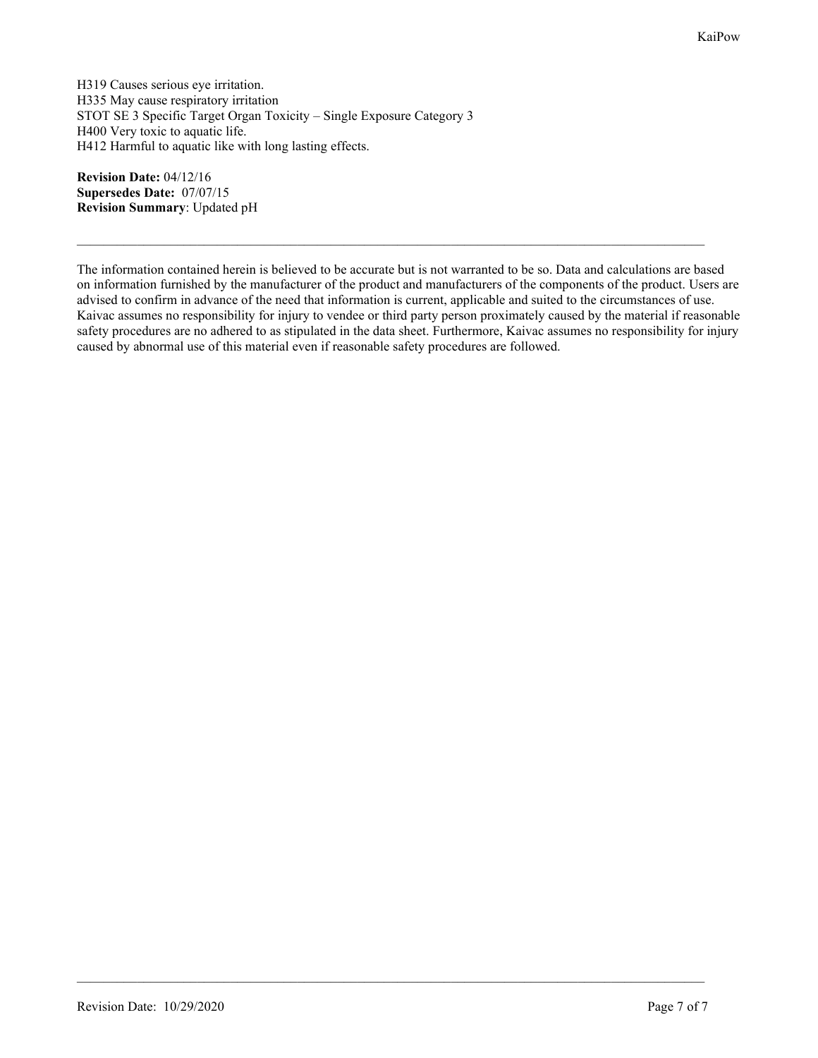H319 Causes serious eye irritation.
H335 May cause respiratory irritation
STOT SE 3 Specific Target Organ Toxicity – Single Exposure Category 3
H400 Very toxic to aquatic life.
H412 Harmful to aquatic like with long lasting effects.

**Revision Date:** 04/12/16
**Supersedes Date:** 07/07/15
**Revision Summary**: Updated pH

---

The information contained herein is believed to be accurate but is not warranted to be so. Data and calculations are based on information furnished by the manufacturer of the product and manufacturers of the components of the product. Users are advised to confirm in advance of the need that information is current, applicable and suited to the circumstances of use. Kaivac assumes no responsibility for injury to vendee or third party person proximately caused by the material if reasonable safety procedures are no adhered to as stipulated in the data sheet. Furthermore, Kaivac assumes no responsibility for injury caused by abnormal use of this material even if reasonable safety procedures are followed.